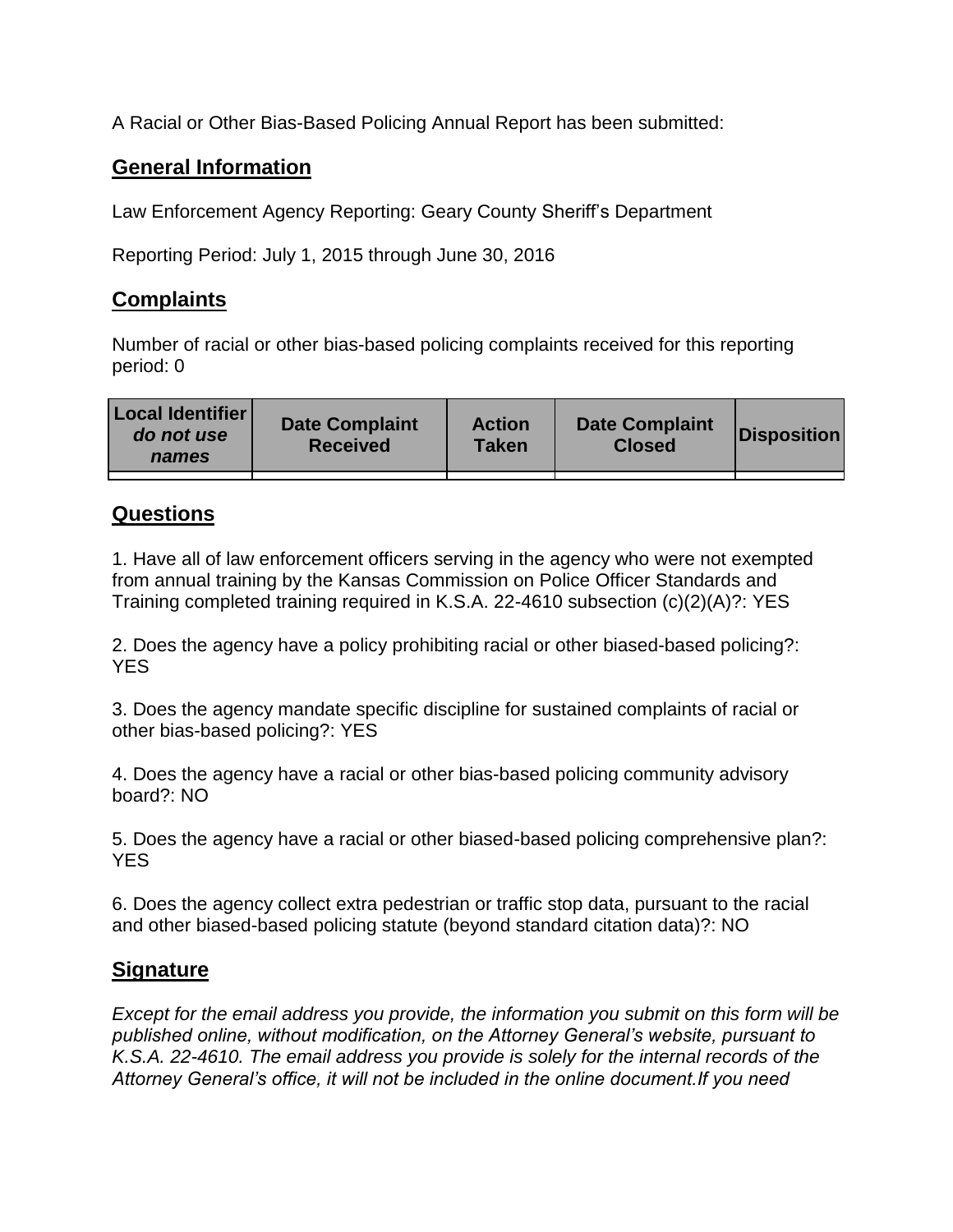A Racial or Other Bias-Based Policing Annual Report has been submitted:

## General Information

Law Enforcement Agency Reporting: Geary County Sheriff's Department

Reporting Period: July 1, 2015 through June 30, 2016

## Complaints

Number of racial or other bias-based policing complaints received for this reporting period: 0

| Local Identifier *do not use names* | Date Complaint Received | Action Taken | Date Complaint Closed | Disposition |
|---|---|---|---|---|
| | | | | |

## Questions

1. Have all of law enforcement officers serving in the agency who were not exempted from annual training by the Kansas Commission on Police Officer Standards and Training completed training required in K.S.A. 22-4610 subsection (c)(2)(A)?: YES

2. Does the agency have a policy prohibiting racial or other biased-based policing?: YES

3. Does the agency mandate specific discipline for sustained complaints of racial or other bias-based policing?: YES

4. Does the agency have a racial or other bias-based policing community advisory board?: NO

5. Does the agency have a racial or other biased-based policing comprehensive plan?: YES

6. Does the agency collect extra pedestrian or traffic stop data, pursuant to the racial and other biased-based policing statute (beyond standard citation data)?: NO

## Signature

*Except for the email address you provide, the information you submit on this form will be published online, without modification, on the Attorney General's website, pursuant to K.S.A. 22-4610. The email address you provide is solely for the internal records of the Attorney General's office, it will not be included in the online document.If you need*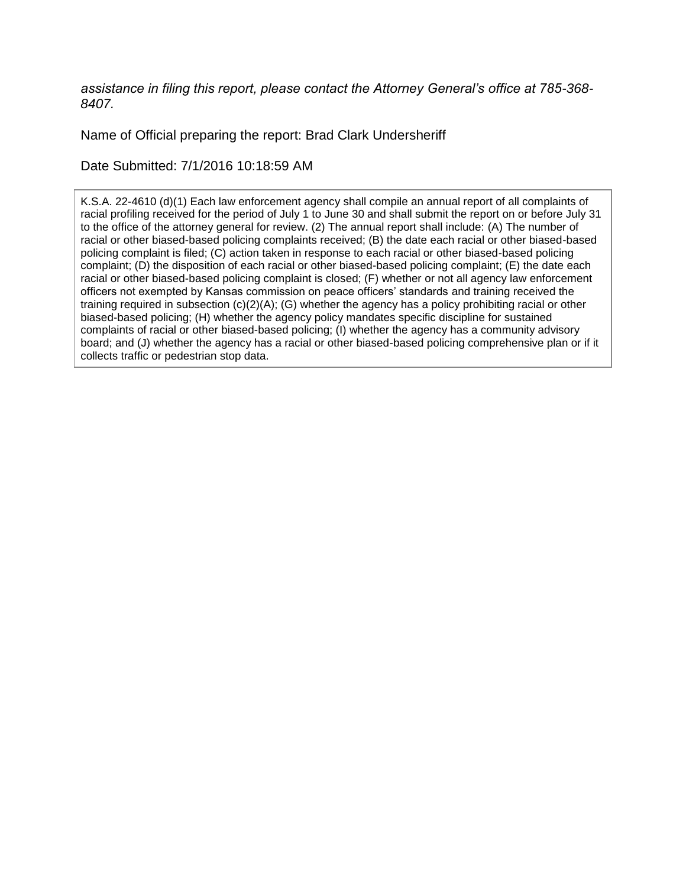*assistance in filing this report, please contact the Attorney General's office at 785-368-8407.*

Name of Official preparing the report: Brad Clark Undersheriff

Date Submitted: 7/1/2016 10:18:59 AM

> K.S.A. 22-4610 (d)(1) Each law enforcement agency shall compile an annual report of all complaints of racial profiling received for the period of July 1 to June 30 and shall submit the report on or before July 31 to the office of the attorney general for review. (2) The annual report shall include: (A) The number of racial or other biased-based policing complaints received; (B) the date each racial or other biased-based policing complaint is filed; (C) action taken in response to each racial or other biased-based policing complaint; (D) the disposition of each racial or other biased-based policing complaint; (E) the date each racial or other biased-based policing complaint is closed; (F) whether or not all agency law enforcement officers not exempted by Kansas commission on peace officers' standards and training received the training required in subsection (c)(2)(A); (G) whether the agency has a policy prohibiting racial or other biased-based policing; (H) whether the agency policy mandates specific discipline for sustained complaints of racial or other biased-based policing; (I) whether the agency has a community advisory board; and (J) whether the agency has a racial or other biased-based policing comprehensive plan or if it collects traffic or pedestrian stop data.